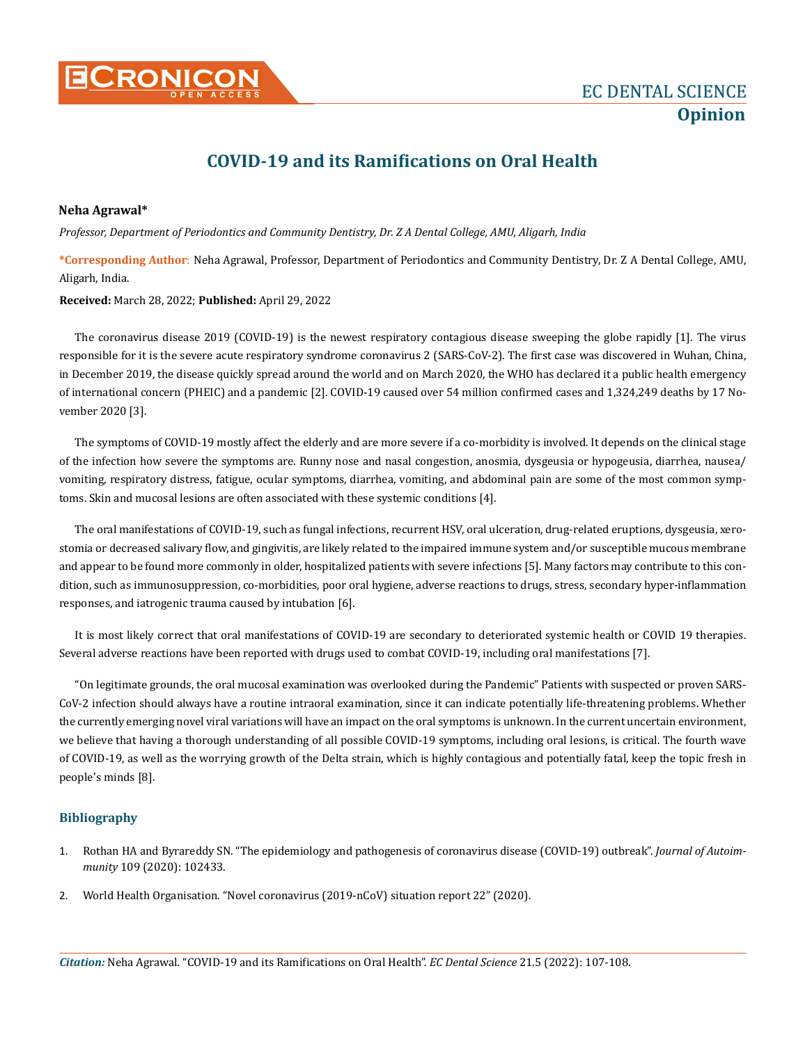EC DENTAL SCIENCE

**Opinion**

# COVID-19 and its Ramifications on Oral Health

**Neha Agrawal***

*Professor, Department of Periodontics and Community Dentistry, Dr. Z A Dental College, AMU, Aligarh, India*

***Corresponding Author**: Neha Agrawal, Professor, Department of Periodontics and Community Dentistry, Dr. Z A Dental College, AMU, Aligarh, India.

**Received:** March 28, 2022; **Published:** April 29, 2022

The coronavirus disease 2019 (COVID-19) is the newest respiratory contagious disease sweeping the globe rapidly [1]. The virus responsible for it is the severe acute respiratory syndrome coronavirus 2 (SARS-CoV-2). The first case was discovered in Wuhan, China, in December 2019, the disease quickly spread around the world and on March 2020, the WHO has declared it a public health emergency of international concern (PHEIC) and a pandemic [2]. COVID-19 caused over 54 million confirmed cases and 1,324,249 deaths by 17 November 2020 [3].

The symptoms of COVID-19 mostly affect the elderly and are more severe if a co-morbidity is involved. It depends on the clinical stage of the infection how severe the symptoms are. Runny nose and nasal congestion, anosmia, dysgeusia or hypogeusia, diarrhea, nausea/vomiting, respiratory distress, fatigue, ocular symptoms, diarrhea, vomiting, and abdominal pain are some of the most common symptoms. Skin and mucosal lesions are often associated with these systemic conditions [4].

The oral manifestations of COVID-19, such as fungal infections, recurrent HSV, oral ulceration, drug-related eruptions, dysgeusia, xerostomia or decreased salivary flow, and gingivitis, are likely related to the impaired immune system and/or susceptible mucous membrane and appear to be found more commonly in older, hospitalized patients with severe infections [5]. Many factors may contribute to this condition, such as immunosuppression, co-morbidities, poor oral hygiene, adverse reactions to drugs, stress, secondary hyper-inflammation responses, and iatrogenic trauma caused by intubation [6].

It is most likely correct that oral manifestations of COVID-19 are secondary to deteriorated systemic health or COVID 19 therapies. Several adverse reactions have been reported with drugs used to combat COVID-19, including oral manifestations [7].

"On legitimate grounds, the oral mucosal examination was overlooked during the Pandemic" Patients with suspected or proven SARS-CoV-2 infection should always have a routine intraoral examination, since it can indicate potentially life-threatening problems. Whether the currently emerging novel viral variations will have an impact on the oral symptoms is unknown. In the current uncertain environment, we believe that having a thorough understanding of all possible COVID-19 symptoms, including oral lesions, is critical. The fourth wave of COVID-19, as well as the worrying growth of the Delta strain, which is highly contagious and potentially fatal, keep the topic fresh in people's minds [8].

## Bibliography

1. Rothan HA and Byrareddy SN. "The epidemiology and pathogenesis of coronavirus disease (COVID-19) outbreak". *Journal of Autoimmunity* 109 (2020): 102433.
2. World Health Organisation. "Novel coronavirus (2019-nCoV) situation report 22" (2020).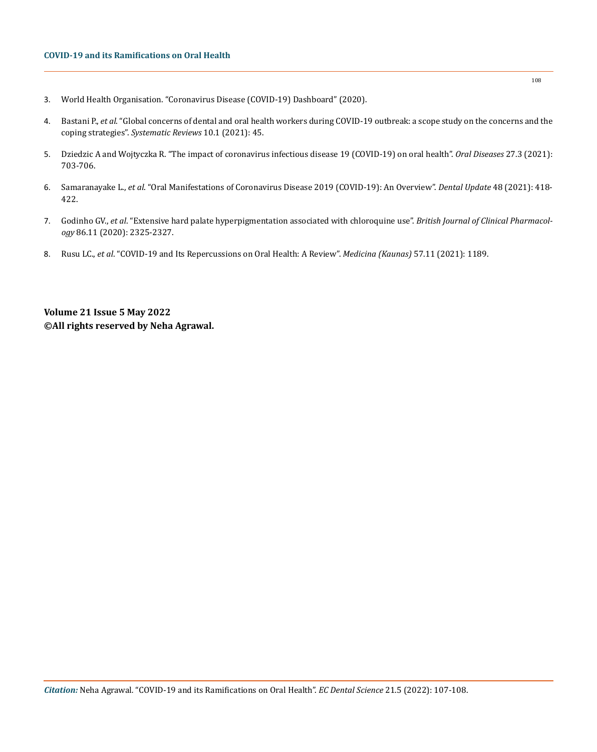3. World Health Organisation. "Coronavirus Disease (COVID-19) Dashboard" (2020).

4. Bastani P., *et al*. "Global concerns of dental and oral health workers during COVID-19 outbreak: a scope study on the concerns and the coping strategies". *Systematic Reviews* 10.1 (2021): 45.

5. Dziedzic A and Wojtyczka R. "The impact of coronavirus infectious disease 19 (COVID-19) on oral health". *Oral Diseases* 27.3 (2021): 703-706.

6. Samaranayake L., *et al*. "Oral Manifestations of Coronavirus Disease 2019 (COVID-19): An Overview". *Dental Update* 48 (2021): 418-422.

7. Godinho GV., *et al*. "Extensive hard palate hyperpigmentation associated with chloroquine use". *British Journal of Clinical Pharmacology* 86.11 (2020): 2325-2327.

8. Rusu LC., *et al*. "COVID-19 and Its Repercussions on Oral Health: A Review". *Medicina (Kaunas)* 57.11 (2021): 1189.

**Volume 21 Issue 5 May 2022**
**©All rights reserved by Neha Agrawal.**